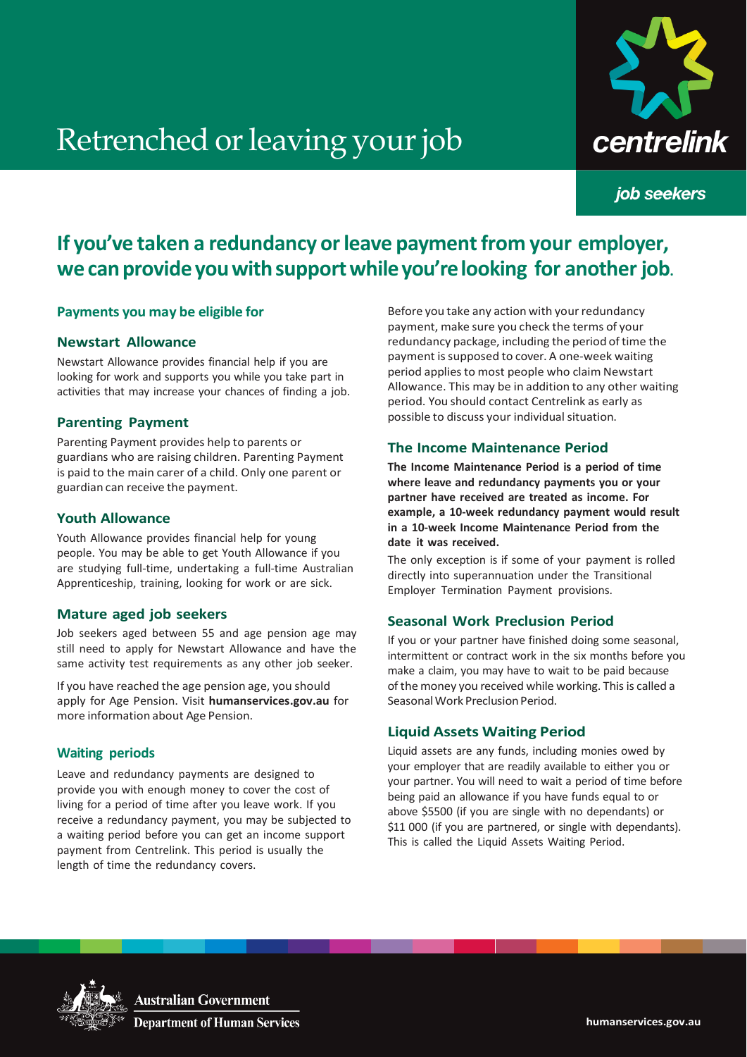# Retrenched or leaving your job

centrelink

*job seekers*

## If you've taken a redundancy or leave payment from your employer, we can provide you with support while you're looking for another job.

### Payments you may be eligible for

### Newstart Allowance

Newstart Allowance provides financial help if you are looking for work and supports you while you take part in activities that may increase your chances of finding a job.

### Parenting Payment

Parenting Payment provides help to parents or guardians who are raising children. Parenting Payment is paid to the main carer of a child. Only one parent or guardian can receive the payment.

### Youth Allowance

Youth Allowance provides financial help for young people. You may be able to get Youth Allowance if you are studying full-time, undertaking a full-time Australian Apprenticeship, training, looking for work or are sick.

### Mature aged job seekers

Job seekers aged between 55 and age pension age may still need to apply for Newstart Allowance and have the same activity test requirements as any other job seeker.

If you have reached the age pension age, you should apply for Age Pension. Visit **humanservices.gov.au** for more information about Age Pension.

### Waiting periods

Leave and redundancy payments are designed to provide you with enough money to cover the cost of living for a period of time after you leave work. If you receive a redundancy payment, you may be subjected to a waiting period before you can get an income support payment from Centrelink. This period is usually the length of time the redundancy covers.

Before you take any action with your redundancy payment, make sure you check the terms of your redundancy package, including the period of time the payment is supposed to cover. A one-week waiting period applies to most people who claim Newstart Allowance. This may be in addition to any other waiting period. You should contact Centrelink as early as possible to discuss your individual situation.

### The Income Maintenance Period

**The Income Maintenance Period is a period of time where leave and redundancy payments you or your partner have received are treated as income. For example, a 10-week redundancy payment would result in a 10-week Income Maintenance Period from the date it was received.**

The only exception is if some of your payment is rolled directly into superannuation under the Transitional Employer Termination Payment provisions.

### Seasonal Work Preclusion Period

If you or your partner have finished doing some seasonal, intermittent or contract work in the six months before you make a claim, you may have to wait to be paid because of the money you received while working. This is called a Seasonal Work Preclusion Period.

### Liquid Assets Waiting Period

Liquid assets are any funds, including monies owed by your employer that are readily available to either you or your partner. You will need to wait a period of time before being paid an allowance if you have funds equal to or above $5500 (if you are single with no dependants) or $11 000 (if you are partnered, or single with dependants). This is called the Liquid Assets Waiting Period.

Australian Government
Department of Human Services

humanservices.gov.au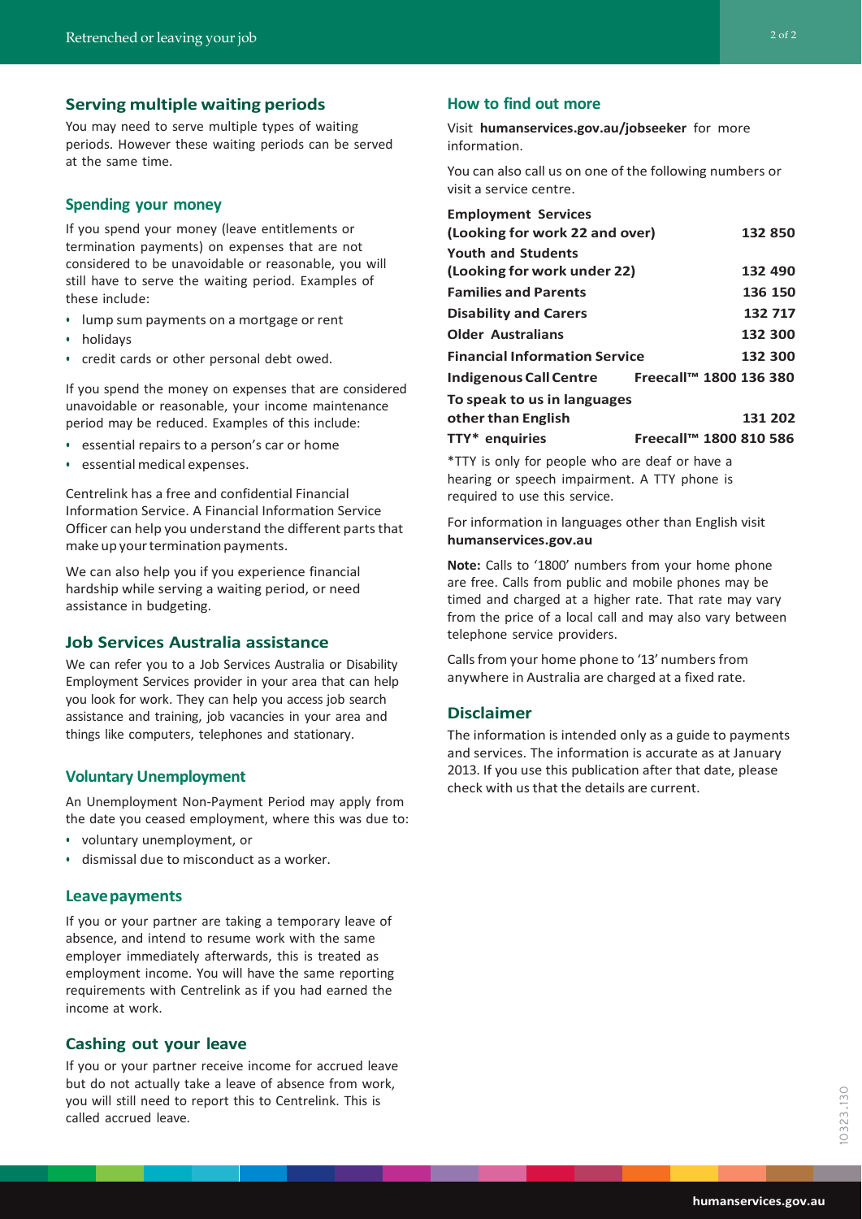## Serving multiple waiting periods

You may need to serve multiple types of waiting periods. However these waiting periods can be served at the same time.

### Spending your money

If you spend your money (leave entitlements or termination payments) on expenses that are not considered to be unavoidable or reasonable, you will still have to serve the waiting period. Examples of these include:

- lump sum payments on a mortgage or rent
- holidays
- credit cards or other personal debt owed.

If you spend the money on expenses that are considered unavoidable or reasonable, your income maintenance period may be reduced. Examples of this include:

- essential repairs to a person's car or home
- essential medical expenses.

Centrelink has a free and confidential Financial Information Service. A Financial Information Service Officer can help you understand the different parts that make up your termination payments.

We can also help you if you experience financial hardship while serving a waiting period, or need assistance in budgeting.

## Job Services Australia assistance

We can refer you to a Job Services Australia or Disability Employment Services provider in your area that can help you look for work. They can help you access job search assistance and training, job vacancies in your area and things like computers, telephones and stationary.

### Voluntary Unemployment

An Unemployment Non-Payment Period may apply from the date you ceased employment, where this was due to:

- voluntary unemployment, or
- dismissal due to misconduct as a worker.

### Leave payments

If you or your partner are taking a temporary leave of absence, and intend to resume work with the same employer immediately afterwards, this is treated as employment income. You will have the same reporting requirements with Centrelink as if you had earned the income at work.

### Cashing out your leave

If you or your partner receive income for accrued leave but do not actually take a leave of absence from work, you will still need to report this to Centrelink. This is called accrued leave.

### How to find out more

Visit **humanservices.gov.au/jobseeker** for more information.

You can also call us on one of the following numbers or visit a service centre.

| | |
|---|---|
| **Employment Services (Looking for work 22 and over)** | **132 850** |
| **Youth and Students (Looking for work under 22)** | **132 490** |
| **Families and Parents** | **136 150** |
| **Disability and Carers** | **132 717** |
| **Older Australians** | **132 300** |
| **Financial Information Service** | **132 300** |
| **Indigenous Call Centre** | **Freecall™ 1800 136 380** |
| **To speak to us in languages other than English** | **131 202** |
| **TTY* enquiries** | **Freecall™ 1800 810 586** |

*TTY is only for people who are deaf or have a hearing or speech impairment. A TTY phone is required to use this service.

For information in languages other than English visit **humanservices.gov.au**

**Note:** Calls to '1800' numbers from your home phone are free. Calls from public and mobile phones may be timed and charged at a higher rate. That rate may vary from the price of a local call and may also vary between telephone service providers.

Calls from your home phone to '13' numbers from anywhere in Australia are charged at a fixed rate.

## Disclaimer

The information is intended only as a guide to payments and services. The information is accurate as at January 2013. If you use this publication after that date, please check with us that the details are current.

10323.1301